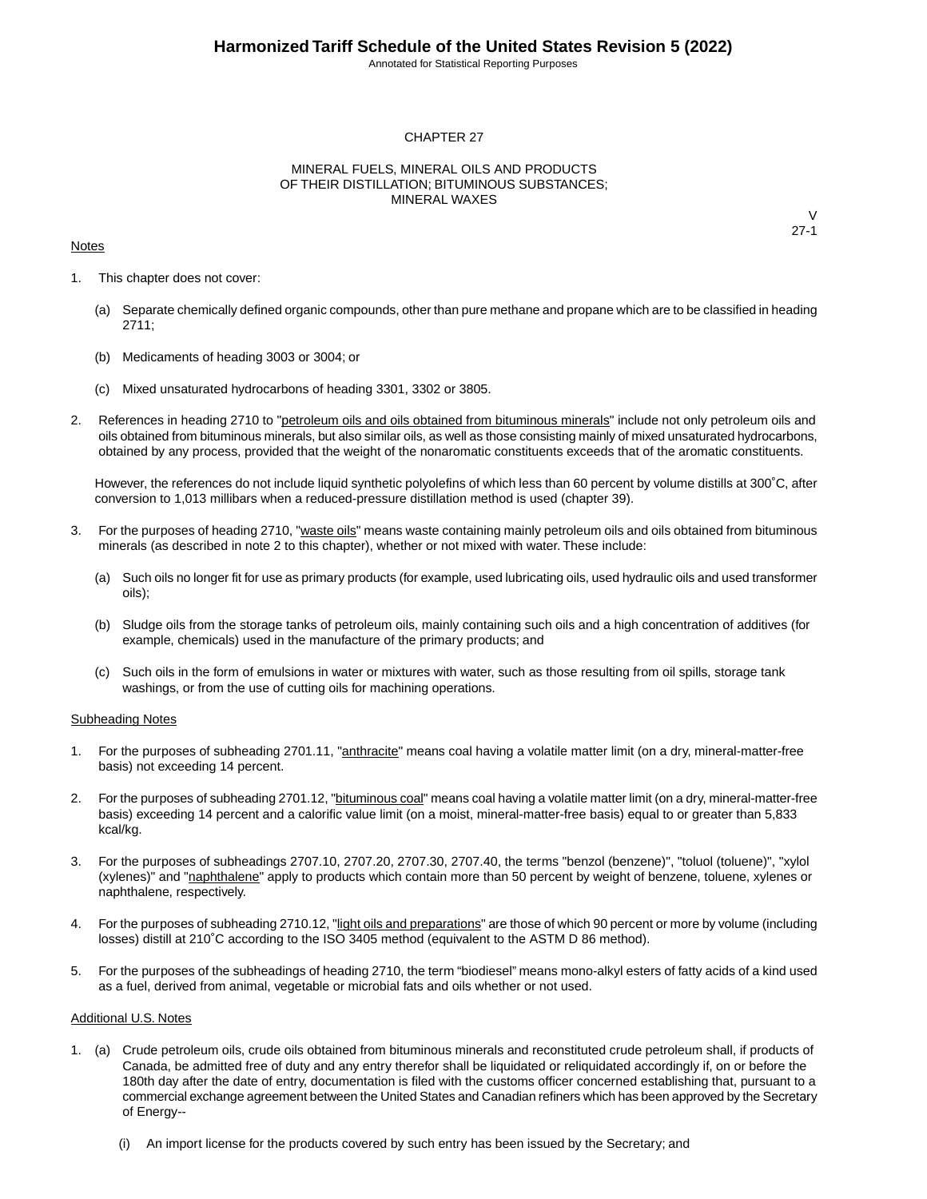# CHAPTER 27

## MINERAL FUELS, MINERAL OILS AND PRODUCTS OF THEIR DISTILLATION; BITUMINOUS SUBSTANCES; MINERAL WAXES

V
27-1

Notes

1. This chapter does not cover:

   (a) Separate chemically defined organic compounds, other than pure methane and propane which are to be classified in heading 2711;

   (b) Medicaments of heading 3003 or 3004; or

   (c) Mixed unsaturated hydrocarbons of heading 3301, 3302 or 3805.

2. References in heading 2710 to "petroleum oils and oils obtained from bituminous minerals" include not only petroleum oils and oils obtained from bituminous minerals, but also similar oils, as well as those consisting mainly of mixed unsaturated hydrocarbons, obtained by any process, provided that the weight of the nonaromatic constituents exceeds that of the aromatic constituents.

   However, the references do not include liquid synthetic polyolefins of which less than 60 percent by volume distills at 300˚C, after conversion to 1,013 millibars when a reduced-pressure distillation method is used (chapter 39).

3. For the purposes of heading 2710, "waste oils" means waste containing mainly petroleum oils and oils obtained from bituminous minerals (as described in note 2 to this chapter), whether or not mixed with water. These include:

   (a) Such oils no longer fit for use as primary products (for example, used lubricating oils, used hydraulic oils and used transformer oils);

   (b) Sludge oils from the storage tanks of petroleum oils, mainly containing such oils and a high concentration of additives (for example, chemicals) used in the manufacture of the primary products; and

   (c) Such oils in the form of emulsions in water or mixtures with water, such as those resulting from oil spills, storage tank washings, or from the use of cutting oils for machining operations.

Subheading Notes

1. For the purposes of subheading 2701.11, "anthracite" means coal having a volatile matter limit (on a dry, mineral-matter-free basis) not exceeding 14 percent.

2. For the purposes of subheading 2701.12, "bituminous coal" means coal having a volatile matter limit (on a dry, mineral-matter-free basis) exceeding 14 percent and a calorific value limit (on a moist, mineral-matter-free basis) equal to or greater than 5,833 kcal/kg.

3. For the purposes of subheadings 2707.10, 2707.20, 2707.30, 2707.40, the terms "benzol (benzene)", "toluol (toluene)", "xylol (xylenes)" and "naphthalene" apply to products which contain more than 50 percent by weight of benzene, toluene, xylenes or naphthalene, respectively.

4. For the purposes of subheading 2710.12, "light oils and preparations" are those of which 90 percent or more by volume (including losses) distill at 210˚C according to the ISO 3405 method (equivalent to the ASTM D 86 method).

5. For the purposes of the subheadings of heading 2710, the term “biodiesel” means mono-alkyl esters of fatty acids of a kind used as a fuel, derived from animal, vegetable or microbial fats and oils whether or not used.

Additional U.S. Notes

1. (a) Crude petroleum oils, crude oils obtained from bituminous minerals and reconstituted crude petroleum shall, if products of Canada, be admitted free of duty and any entry therefor shall be liquidated or reliquidated accordingly if, on or before the 180th day after the date of entry, documentation is filed with the customs officer concerned establishing that, pursuant to a commercial exchange agreement between the United States and Canadian refiners which has been approved by the Secretary of Energy--

   (i) An import license for the products covered by such entry has been issued by the Secretary; and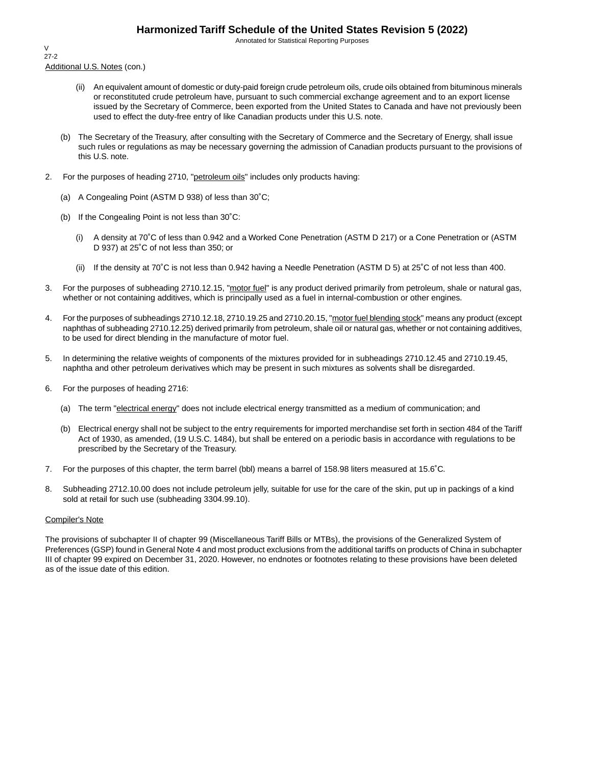Additional U.S. Notes (con.)

(ii) An equivalent amount of domestic or duty-paid foreign crude petroleum oils, crude oils obtained from bituminous minerals or reconstituted crude petroleum have, pursuant to such commercial exchange agreement and to an export license issued by the Secretary of Commerce, been exported from the United States to Canada and have not previously been used to effect the duty-free entry of like Canadian products under this U.S. note.

(b) The Secretary of the Treasury, after consulting with the Secretary of Commerce and the Secretary of Energy, shall issue such rules or regulations as may be necessary governing the admission of Canadian products pursuant to the provisions of this U.S. note.

2. For the purposes of heading 2710, "petroleum oils" includes only products having:

   (a) A Congealing Point (ASTM D 938) of less than 30˚C;

   (b) If the Congealing Point is not less than 30˚C:

      (i) A density at 70˚C of less than 0.942 and a Worked Cone Penetration (ASTM D 217) or a Cone Penetration or (ASTM D 937) at 25˚C of not less than 350; or

      (ii) If the density at 70˚C is not less than 0.942 having a Needle Penetration (ASTM D 5) at 25˚C of not less than 400.

3. For the purposes of subheading 2710.12.15, "motor fuel" is any product derived primarily from petroleum, shale or natural gas, whether or not containing additives, which is principally used as a fuel in internal-combustion or other engines.

4. For the purposes of subheadings 2710.12.18, 2710.19.25 and 2710.20.15, "motor fuel blending stock" means any product (except naphthas of subheading 2710.12.25) derived primarily from petroleum, shale oil or natural gas, whether or not containing additives, to be used for direct blending in the manufacture of motor fuel.

5. In determining the relative weights of components of the mixtures provided for in subheadings 2710.12.45 and 2710.19.45, naphtha and other petroleum derivatives which may be present in such mixtures as solvents shall be disregarded.

6. For the purposes of heading 2716:

   (a) The term "electrical energy" does not include electrical energy transmitted as a medium of communication; and

   (b) Electrical energy shall not be subject to the entry requirements for imported merchandise set forth in section 484 of the Tariff Act of 1930, as amended, (19 U.S.C. 1484), but shall be entered on a periodic basis in accordance with regulations to be prescribed by the Secretary of the Treasury.

7. For the purposes of this chapter, the term barrel (bbl) means a barrel of 158.98 liters measured at 15.6˚C.

8. Subheading 2712.10.00 does not include petroleum jelly, suitable for use for the care of the skin, put up in packings of a kind sold at retail for such use (subheading 3304.99.10).

Compiler's Note

The provisions of subchapter II of chapter 99 (Miscellaneous Tariff Bills or MTBs), the provisions of the Generalized System of Preferences (GSP) found in General Note 4 and most product exclusions from the additional tariffs on products of China in subchapter III of chapter 99 expired on December 31, 2020. However, no endnotes or footnotes relating to these provisions have been deleted as of the issue date of this edition.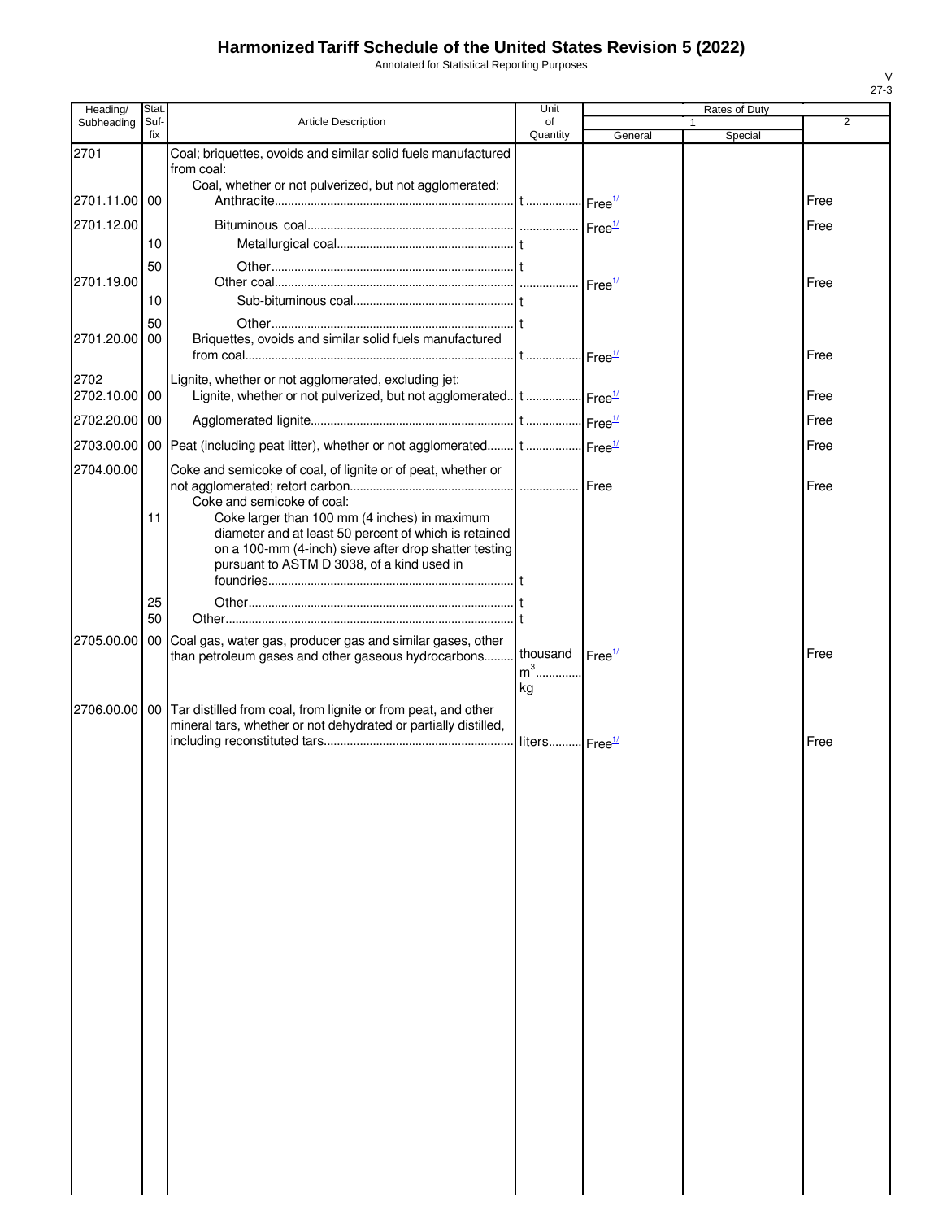# Harmonized Tariff Schedule of the United States Revision 5 (2022)

Annotated for Statistical Reporting Purposes

| Heading/ Subheading | Stat. Suf- fix | Article Description | Unit of Quantity | Rates of Duty 1 General | Special | 2 |
|---|---|---|---|---|---|---|
| 2701 | | Coal; briquettes, ovoids and similar solid fuels manufactured from coal: | | | | |
| | | Coal, whether or not pulverized, but not agglomerated: | | | | |
| 2701.11.00 | 00 | Anthracite | t | Free[1/] | | Free |
| 2701.12.00 | | Bituminous coal | | Free[1/] | | Free |
| | 10 | Metallurgical coal | t | | | |
| | 50 | Other | t | | | |
| 2701.19.00 | | Other coal | | Free[1/] | | Free |
| | 10 | Sub-bituminous coal | t | | | |
| | 50 | Other | t | | | |
| 2701.20.00 | 00 | Briquettes, ovoids and similar solid fuels manufactured from coal | t | Free[1/] | | Free |
| 2702 | | Lignite, whether or not agglomerated, excluding jet: | | | | |
| 2702.10.00 | 00 | Lignite, whether or not pulverized, but not agglomerated | t | Free[1/] | | Free |
| 2702.20.00 | 00 | Agglomerated lignite | t | Free[1/] | | Free |
| 2703.00.00 | 00 | Peat (including peat litter), whether or not agglomerated | t | Free[1/] | | Free |
| 2704.00.00 | | Coke and semicoke of coal, of lignite or of peat, whether or not agglomerated; retort carbon | | Free | | Free |
| | | Coke and semicoke of coal: | | | | |
| | 11 | Coke larger than 100 mm (4 inches) in maximum diameter and at least 50 percent of which is retained on a 100-mm (4-inch) sieve after drop shatter testing pursuant to ASTM D 3038, of a kind used in foundries | t | | | |
| | 25 | Other | t | | | |
| | 50 | Other | t | | | |
| 2705.00.00 | 00 | Coal gas, water gas, producer gas and similar gases, other than petroleum gases and other gaseous hydrocarbons | thousand $m^3$ kg | Free[1/] | | Free |
| 2706.00.00 | 00 | Tar distilled from coal, from lignite or from peat, and other mineral tars, whether or not dehydrated or partially distilled, including reconstituted tars | liters | Free[1/] | | Free |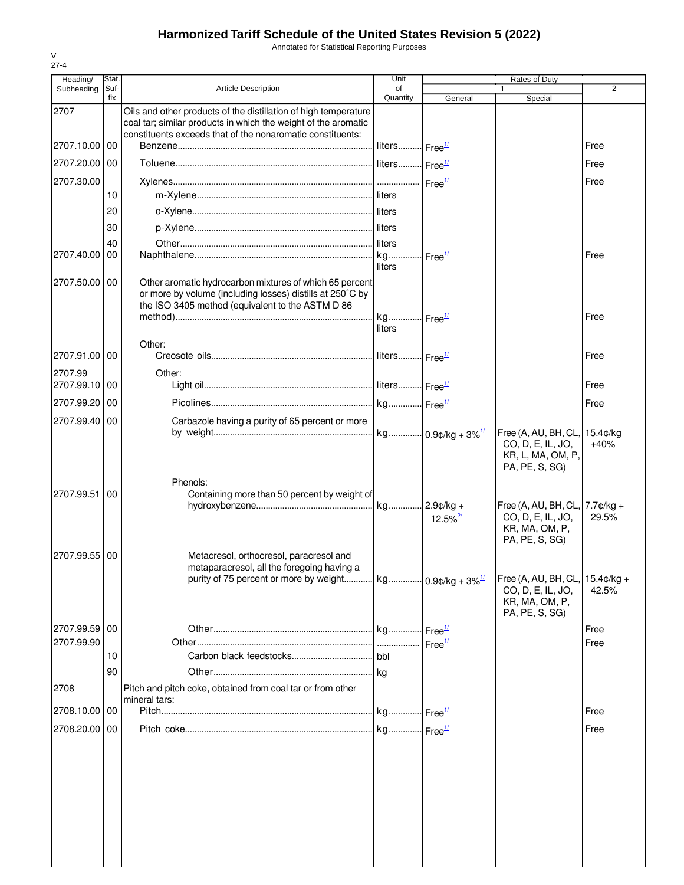# Harmonized Tariff Schedule of the United States Revision 5 (2022)

Annotated for Statistical Reporting Purposes

V
27-4

| Heading/ Subheading | Stat. Suf- fix | Article Description | Unit of Quantity | Rates of Duty 1 General | Special | 2 |
|---|---|---|---|---|---|---|
| 2707 | | Oils and other products of the distillation of high temperature coal tar; similar products in which the weight of the aromatic constituents exceeds that of the nonaromatic constituents: | | | | |
| 2707.10.00 | 00 | Benzene | liters | Free[1/] | | Free |
| 2707.20.00 | 00 | Toluene | liters | Free[1/] | | Free |
| 2707.30.00 | | Xylenes | | Free[1/] | | Free |
| | 10 | m-Xylene | liters | | | |
| | 20 | o-Xylene | liters | | | |
| | 30 | p-Xylene | liters | | | |
| | 40 | Other | liters | | | |
| 2707.40.00 | 00 | Naphthalene | kg liters | Free[1/] | | Free |
| 2707.50.00 | 00 | Other aromatic hydrocarbon mixtures of which 65 percent or more by volume (including losses) distills at 250°C by the ISO 3405 method (equivalent to the ASTM D 86 method) | kg liters | Free[1/] | | Free |
| | | Other: | | | | |
| 2707.91.00 | 00 | Creosote oils | liters | Free[1/] | | Free |
| 2707.99 | | Other: | | | | |
| 2707.99.10 | 00 | Light oil | liters | Free[1/] | | Free |
| 2707.99.20 | 00 | Picolines | kg | Free[1/] | | Free |
| 2707.99.40 | 00 | Carbazole having a purity of 65 percent or more by weight | kg | 0.9¢/kg + 3%[1/] | Free (A, AU, BH, CL, CO, D, E, IL, JO, KR, L, MA, OM, P, PA, PE, S, SG) | 15.4¢/kg +40% |
| | | Phenols: | | | | |
| 2707.99.51 | 00 | Containing more than 50 percent by weight of hydroxybenzene | kg | 2.9¢/kg + 12.5%[2/] | Free (A, AU, BH, CL, CO, D, E, IL, JO, KR, MA, OM, P, PA, PE, S, SG) | 7.7¢/kg + 29.5% |
| 2707.99.55 | 00 | Metacresol, orthocresol, paracresol and metaparacresol, all the foregoing having a purity of 75 percent or more by weight | kg | 0.9¢/kg + 3%[1/] | Free (A, AU, BH, CL, CO, D, E, IL, JO, KR, MA, OM, P, PA, PE, S, SG) | 15.4¢/kg + 42.5% |
| 2707.99.59 | 00 | Other | kg | Free[1/] | | Free |
| 2707.99.90 | | Other | | Free[1/] | | Free |
| | 10 | Carbon black feedstocks | bbl | | | |
| | 90 | Other | kg | | | |
| 2708 | | Pitch and pitch coke, obtained from coal tar or from other mineral tars: | | | | |
| 2708.10.00 | 00 | Pitch | kg | Free[1/] | | Free |
| 2708.20.00 | 00 | Pitch coke | kg | Free[1/] | | Free |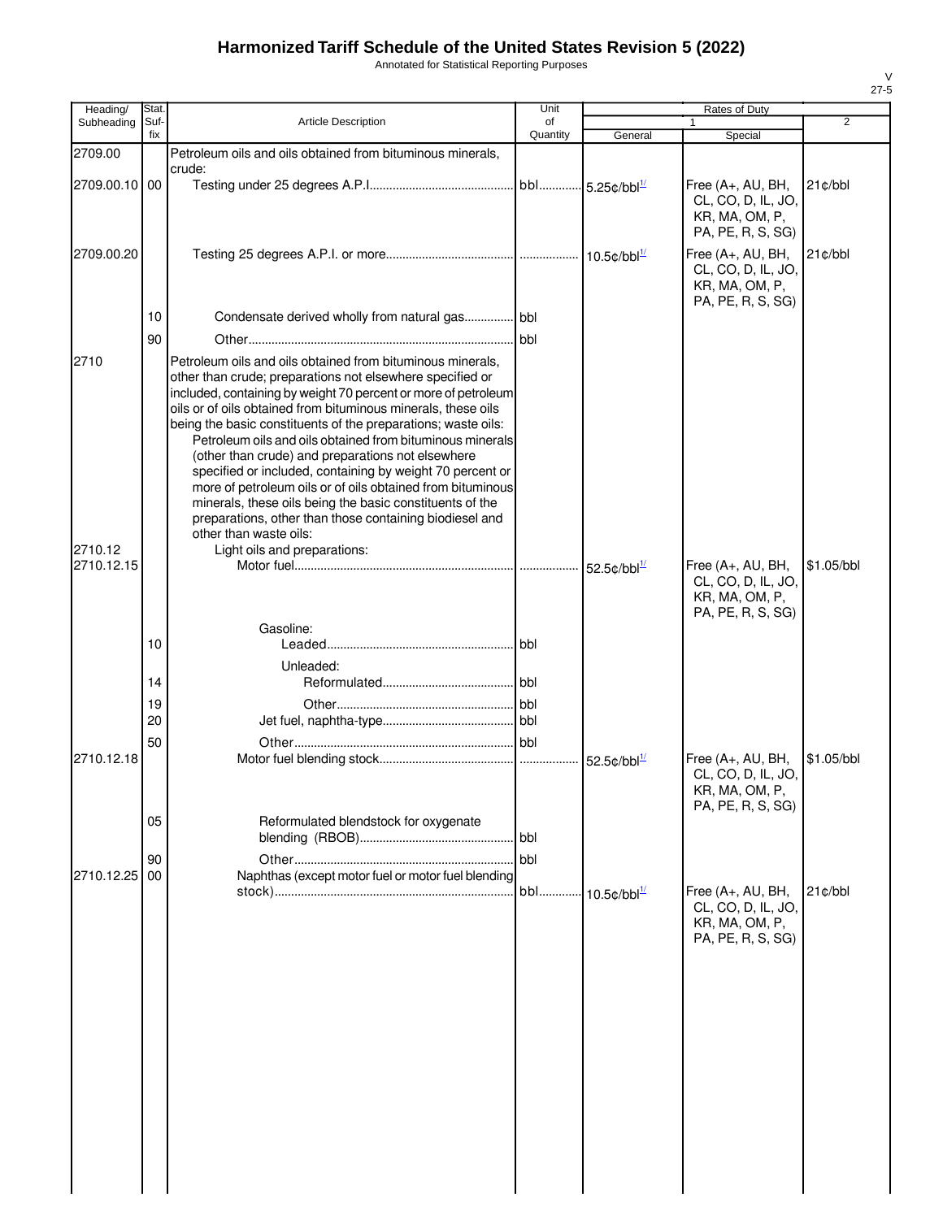# Harmonized Tariff Schedule of the United States Revision 5 (2022)

Annotated for Statistical Reporting Purposes

| Heading/ Subheading | Stat. Suf- fix | Article Description | Unit of Quantity | Rates of Duty 1 General | Special | 2 |
|---|---|---|---|---|---|---|
| 2709.00 | | Petroleum oils and oils obtained from bituminous minerals, crude: | | | | |
| 2709.00.10 | 00 | Testing under 25 degrees A.P.I. | bbl | 5.25¢/bbl[1/] | Free (A+, AU, BH, CL, CO, D, IL, JO, KR, MA, OM, P, PA, PE, R, S, SG) | 21¢/bbl |
| 2709.00.20 | | Testing 25 degrees A.P.I. or more | | 10.5¢/bbl[1/] | Free (A+, AU, BH, CL, CO, D, IL, JO, KR, MA, OM, P, PA, PE, R, S, SG) | 21¢/bbl |
| | 10 | Condensate derived wholly from natural gas | bbl | | | |
| | 90 | Other | bbl | | | |
| 2710 | | Petroleum oils and oils obtained from bituminous minerals, other than crude; preparations not elsewhere specified or included, containing by weight 70 percent or more of petroleum oils or of oils obtained from bituminous minerals, these oils being the basic constituents of the preparations; waste oils: | | | | |
| | | Petroleum oils and oils obtained from bituminous minerals (other than crude) and preparations not elsewhere specified or included, containing by weight 70 percent or more of petroleum oils or of oils obtained from bituminous minerals, these oils being the basic constituents of the preparations, other than those containing biodiesel and other than waste oils: | | | | |
| 2710.12 | | Light oils and preparations: | | | | |
| 2710.12.15 | | Motor fuel | | 52.5¢/bbl[1/] | Free (A+, AU, BH, CL, CO, D, IL, JO, KR, MA, OM, P, PA, PE, R, S, SG) | $1.05/bbl |
| | | Gasoline: | | | | |
| | 10 | Leaded | bbl | | | |
| | | Unleaded: | | | | |
| | 14 | Reformulated | bbl | | | |
| | 19 | Other | bbl | | | |
| | 20 | Jet fuel, naphtha-type | bbl | | | |
| | 50 | Other | bbl | | | |
| 2710.12.18 | | Motor fuel blending stock | | 52.5¢/bbl[1/] | Free (A+, AU, BH, CL, CO, D, IL, JO, KR, MA, OM, P, PA, PE, R, S, SG) | $1.05/bbl |
| | 05 | Reformulated blendstock for oxygenate blending (RBOB) | bbl | | | |
| | 90 | Other | bbl | | | |
| 2710.12.25 | 00 | Naphthas (except motor fuel or motor fuel blending stock) | bbl | 10.5¢/bbl[1/] | Free (A+, AU, BH, CL, CO, D, IL, JO, KR, MA, OM, P, PA, PE, R, S, SG) | 21¢/bbl |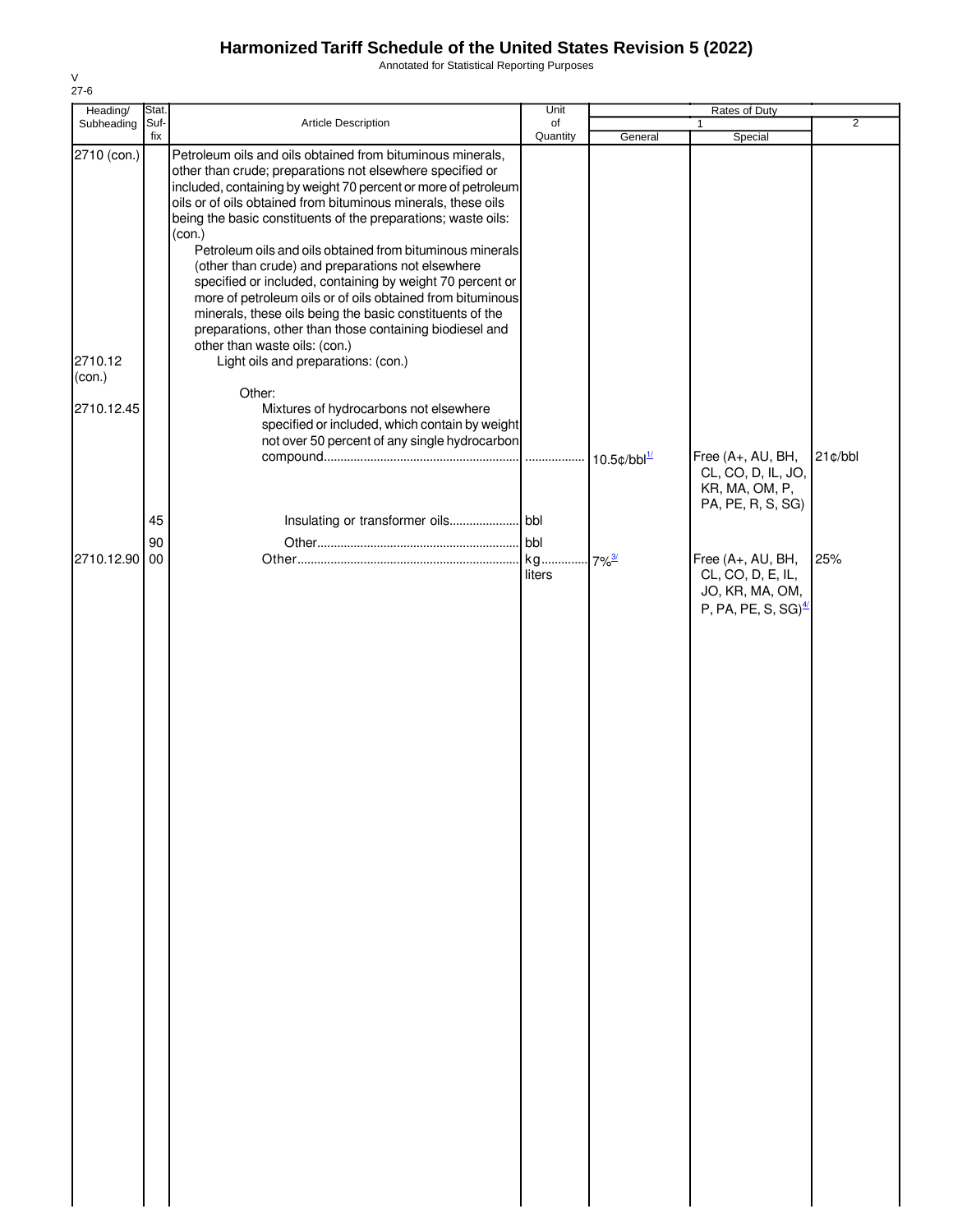# Harmonized Tariff Schedule of the United States Revision 5 (2022)

Annotated for Statistical Reporting Purposes

V
27-6

| Heading/ Subheading | Stat. Suf- fix | Article Description | Unit of Quantity | Rates of Duty 1 General | Special | 2 |
|---|---|---|---|---|---|---|
| 2710 (con.) | | Petroleum oils and oils obtained from bituminous minerals, other than crude; preparations not elsewhere specified or included, containing by weight 70 percent or more of petroleum oils or of oils obtained from bituminous minerals, these oils being the basic constituents of the preparations; waste oils: (con.) | | | | |
| | | Petroleum oils and oils obtained from bituminous minerals (other than crude) and preparations not elsewhere specified or included, containing by weight 70 percent or more of petroleum oils or of oils obtained from bituminous minerals, these oils being the basic constituents of the preparations, other than those containing biodiesel and other than waste oils: (con.) | | | | |
| 2710.12 (con.) | | Light oils and preparations: (con.) | | | | |
| | | Other: | | | | |
| 2710.12.45 | | Mixtures of hydrocarbons not elsewhere specified or included, which contain by weight not over 50 percent of any single hydrocarbon compound | | 10.5¢/bbl[1/] | Free (A+, AU, BH, CL, CO, D, IL, JO, KR, MA, OM, P, PA, PE, R, S, SG) | 21¢/bbl |
| | 45 | Insulating or transformer oils | bbl | | | |
| | 90 | Other | bbl | | | |
| 2710.12.90 | 00 | Other | kg liters | 7%[3/] | Free (A+, AU, BH, CL, CO, D, E, IL, JO, KR, MA, OM, P, PA, PE, S, SG)[4/] | 25% |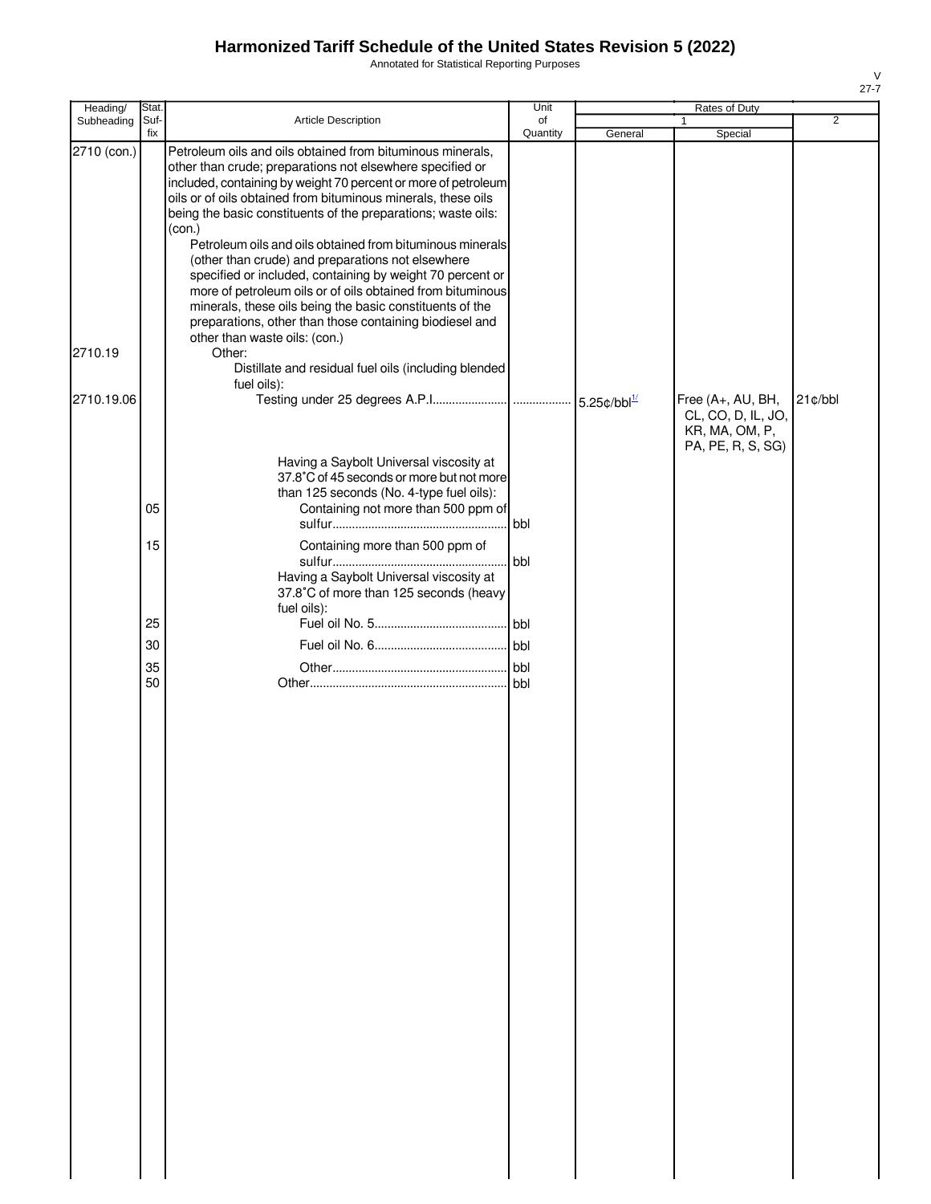# Harmonized Tariff Schedule of the United States Revision 5 (2022)

Annotated for Statistical Reporting Purposes

| Heading/ Subheading | Stat. Suf- fix | Article Description | Unit of Quantity | Rates of Duty 1 General | Rates of Duty 1 Special | Rates of Duty 2 |
|---|---|---|---|---|---|---|
| 2710 (con.) | | Petroleum oils and oils obtained from bituminous minerals, other than crude; preparations not elsewhere specified or included, containing by weight 70 percent or more of petroleum oils or of oils obtained from bituminous minerals, these oils being the basic constituents of the preparations; waste oils: (con.) | | | | |
| | | Petroleum oils and oils obtained from bituminous minerals (other than crude) and preparations not elsewhere specified or included, containing by weight 70 percent or more of petroleum oils or of oils obtained from bituminous minerals, these oils being the basic constituents of the preparations, other than those containing biodiesel and other than waste oils: (con.) | | | | |
| 2710.19 | | Other: | | | | |
| | | Distillate and residual fuel oils (including blended fuel oils): | | | | |
| 2710.19.06 | | Testing under 25 degrees A.P.I. | | 5.25¢/bbl[1/] | Free (A+, AU, BH, CL, CO, D, IL, JO, KR, MA, OM, P, PA, PE, R, S, SG) | 21¢/bbl |
| | | Having a Saybolt Universal viscosity at 37.8˚C of 45 seconds or more but not more than 125 seconds (No. 4-type fuel oils): | | | | |
| | 05 | Containing not more than 500 ppm of sulfur | bbl | | | |
| | 15 | Containing more than 500 ppm of sulfur | bbl | | | |
| | | Having a Saybolt Universal viscosity at 37.8˚C of more than 125 seconds (heavy fuel oils): | | | | |
| | 25 | Fuel oil No. 5 | bbl | | | |
| | 30 | Fuel oil No. 6 | bbl | | | |
| | 35 | Other | bbl | | | |
| | 50 | Other | bbl | | | |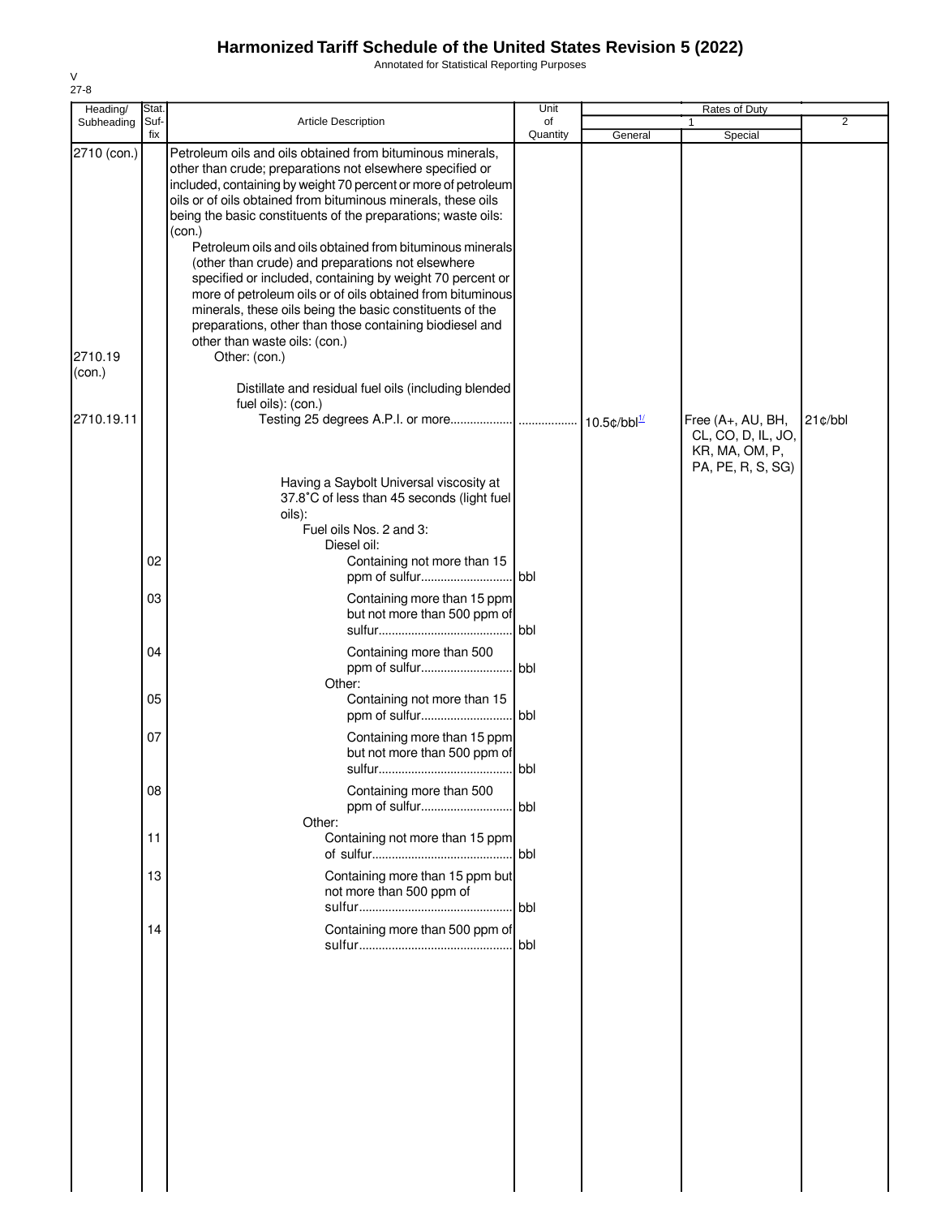# Harmonized Tariff Schedule of the United States Revision 5 (2022)

Annotated for Statistical Reporting Purposes

V
27-8

| Heading/ Subheading | Stat. Suf- fix | Article Description | Unit of Quantity | Rates of Duty 1 General | Special | 2 |
|---|---|---|---|---|---|---|
| 2710 (con.) | | Petroleum oils and oils obtained from bituminous minerals, other than crude; preparations not elsewhere specified or included, containing by weight 70 percent or more of petroleum oils or of oils obtained from bituminous minerals, these oils being the basic constituents of the preparations; waste oils: (con.) | | | | |
| | | Petroleum oils and oils obtained from bituminous minerals (other than crude) and preparations not elsewhere specified or included, containing by weight 70 percent or more of petroleum oils or of oils obtained from bituminous minerals, these oils being the basic constituents of the preparations, other than those containing biodiesel and other than waste oils: (con.) | | | | |
| 2710.19 (con.) | | Other: (con.) | | | | |
| | | Distillate and residual fuel oils (including blended fuel oils): (con.) | | | | |
| 2710.19.11 | | Testing 25 degrees A.P.I. or more | | 10.5¢/bbl[1/] | Free (A+, AU, BH, CL, CO, D, IL, JO, KR, MA, OM, P, PA, PE, R, S, SG) | 21¢/bbl |
| | | Having a Saybolt Universal viscosity at 37.8˚C of less than 45 seconds (light fuel oils): | | | | |
| | | Fuel oils Nos. 2 and 3: | | | | |
| | | Diesel oil: | | | | |
| | 02 | Containing not more than 15 ppm of sulfur | bbl | | | |
| | 03 | Containing more than 15 ppm but not more than 500 ppm of sulfur | bbl | | | |
| | 04 | Containing more than 500 ppm of sulfur | bbl | | | |
| | | Other: | | | | |
| | 05 | Containing not more than 15 ppm of sulfur | bbl | | | |
| | 07 | Containing more than 15 ppm but not more than 500 ppm of sulfur | bbl | | | |
| | 08 | Containing more than 500 ppm of sulfur | bbl | | | |
| | | Other: | | | | |
| | 11 | Containing not more than 15 ppm of sulfur | bbl | | | |
| | 13 | Containing more than 15 ppm but not more than 500 ppm of sulfur | bbl | | | |
| | 14 | Containing more than 500 ppm of sulfur | bbl | | | |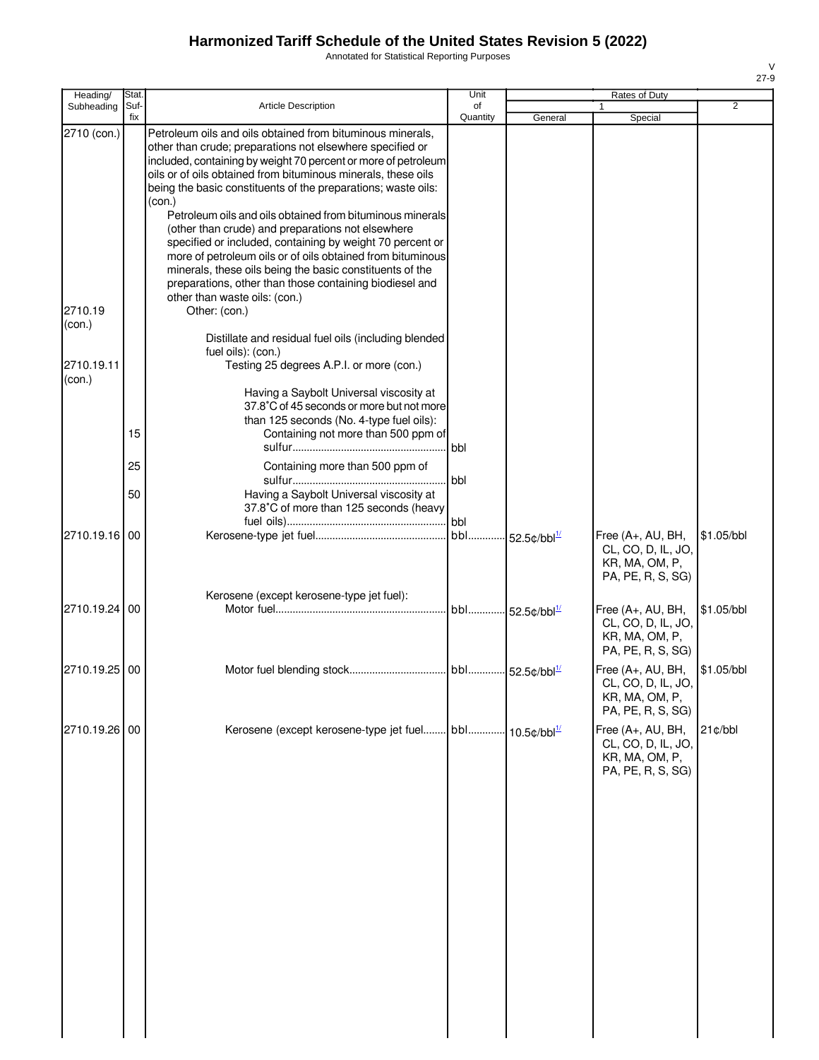# Harmonized Tariff Schedule of the United States Revision 5 (2022)

Annotated for Statistical Reporting Purposes

| Heading/ Subheading | Stat. Suf- fix | Article Description | Unit of Quantity | Rates of Duty 1 General | Special | 2 |
|---|---|---|---|---|---|---|
| 2710 (con.) | | Petroleum oils and oils obtained from bituminous minerals, other than crude; preparations not elsewhere specified or included, containing by weight 70 percent or more of petroleum oils or of oils obtained from bituminous minerals, these oils being the basic constituents of the preparations; waste oils: (con.) | | | | |
| | | Petroleum oils and oils obtained from bituminous minerals (other than crude) and preparations not elsewhere specified or included, containing by weight 70 percent or more of petroleum oils or of oils obtained from bituminous minerals, these oils being the basic constituents of the preparations, other than those containing biodiesel and other than waste oils: (con.) | | | | |
| 2710.19 (con.) | | Other: (con.) | | | | |
| | | Distillate and residual fuel oils (including blended fuel oils): (con.) | | | | |
| 2710.19.11 (con.) | | Testing 25 degrees A.P.I. or more (con.) | | | | |
| | | Having a Saybolt Universal viscosity at 37.8˚C of 45 seconds or more but not more than 125 seconds (No. 4-type fuel oils): | | | | |
| | 15 | Containing not more than 500 ppm of sulfur | bbl | | | |
| | 25 | Containing more than 500 ppm of sulfur | bbl | | | |
| | 50 | Having a Saybolt Universal viscosity at 37.8˚C of more than 125 seconds (heavy fuel oils) | bbl | | | |
| 2710.19.16 | 00 | Kerosene-type jet fuel | bbl | 52.5¢/bbl[1/] | Free (A+, AU, BH, CL, CO, D, IL, JO, KR, MA, OM, P, PA, PE, R, S, SG) | $1.05/bbl |
| | | Kerosene (except kerosene-type jet fuel): | | | | |
| 2710.19.24 | 00 | Motor fuel | bbl | 52.5¢/bbl[1/] | Free (A+, AU, BH, CL, CO, D, IL, JO, KR, MA, OM, P, PA, PE, R, S, SG) | $1.05/bbl |
| 2710.19.25 | 00 | Motor fuel blending stock | bbl | 52.5¢/bbl[1/] | Free (A+, AU, BH, CL, CO, D, IL, JO, KR, MA, OM, P, PA, PE, R, S, SG) | $1.05/bbl |
| 2710.19.26 | 00 | Kerosene (except kerosene-type jet fuel | bbl | 10.5¢/bbl[1/] | Free (A+, AU, BH, CL, CO, D, IL, JO, KR, MA, OM, P, PA, PE, R, S, SG) | 21¢/bbl |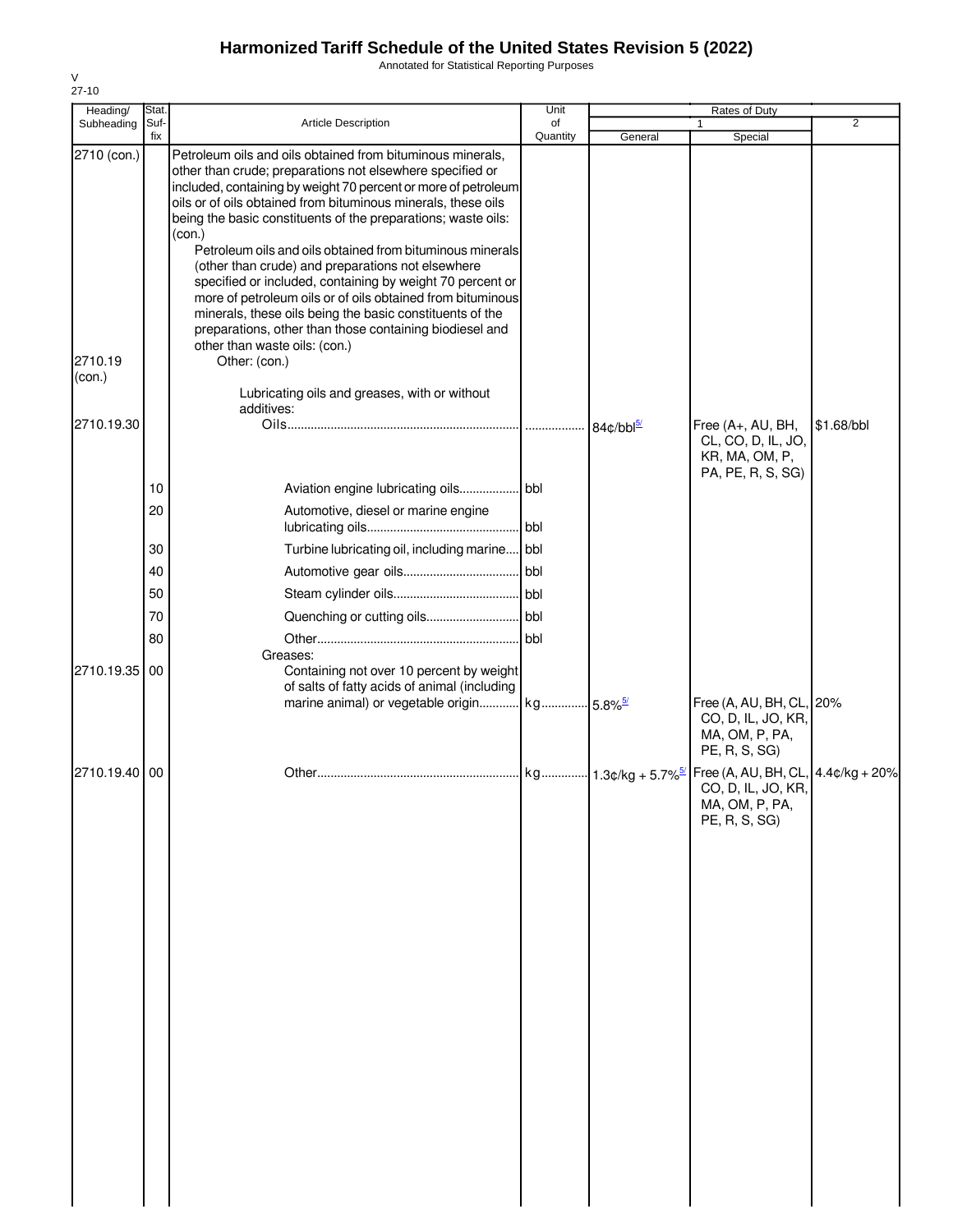# Harmonized Tariff Schedule of the United States Revision 5 (2022)

Annotated for Statistical Reporting Purposes

V
27-10

| Heading/ Subheading | Stat. Suf- fix | Article Description | Unit of Quantity | Rates of Duty 1 General | Special | 2 |
|---|---|---|---|---|---|---|
| 2710 (con.) | | Petroleum oils and oils obtained from bituminous minerals, other than crude; preparations not elsewhere specified or included, containing by weight 70 percent or more of petroleum oils or of oils obtained from bituminous minerals, these oils being the basic constituents of the preparations; waste oils: (con.) | | | | |
| | | Petroleum oils and oils obtained from bituminous minerals (other than crude) and preparations not elsewhere specified or included, containing by weight 70 percent or more of petroleum oils or of oils obtained from bituminous minerals, these oils being the basic constituents of the preparations, other than those containing biodiesel and other than waste oils: (con.) | | | | |
| 2710.19 (con.) | | Other: (con.) | | | | |
| | | Lubricating oils and greases, with or without additives: | | | | |
| 2710.19.30 | | Oils | | 84¢/bbl[5/] | Free (A+, AU, BH, CL, CO, D, IL, JO, KR, MA, OM, P, PA, PE, R, S, SG) | $1.68/bbl |
| | 10 | Aviation engine lubricating oils | bbl | | | |
| | 20 | Automotive, diesel or marine engine lubricating oils | bbl | | | |
| | 30 | Turbine lubricating oil, including marine | bbl | | | |
| | 40 | Automotive gear oils | bbl | | | |
| | 50 | Steam cylinder oils | bbl | | | |
| | 70 | Quenching or cutting oils | bbl | | | |
| | 80 | Other | bbl | | | |
| | | Greases: | | | | |
| 2710.19.35 | 00 | Containing not over 10 percent by weight of salts of fatty acids of animal (including marine animal) or vegetable origin | kg | 5.8%[5/] | Free (A, AU, BH, CL, CO, D, IL, JO, KR, MA, OM, P, PA, PE, R, S, SG) | 20% |
| 2710.19.40 | 00 | Other | kg | 1.3¢/kg + 5.7%[5/] | Free (A, AU, BH, CL, CO, D, IL, JO, KR, MA, OM, P, PA, PE, R, S, SG) | 4.4¢/kg + 20% |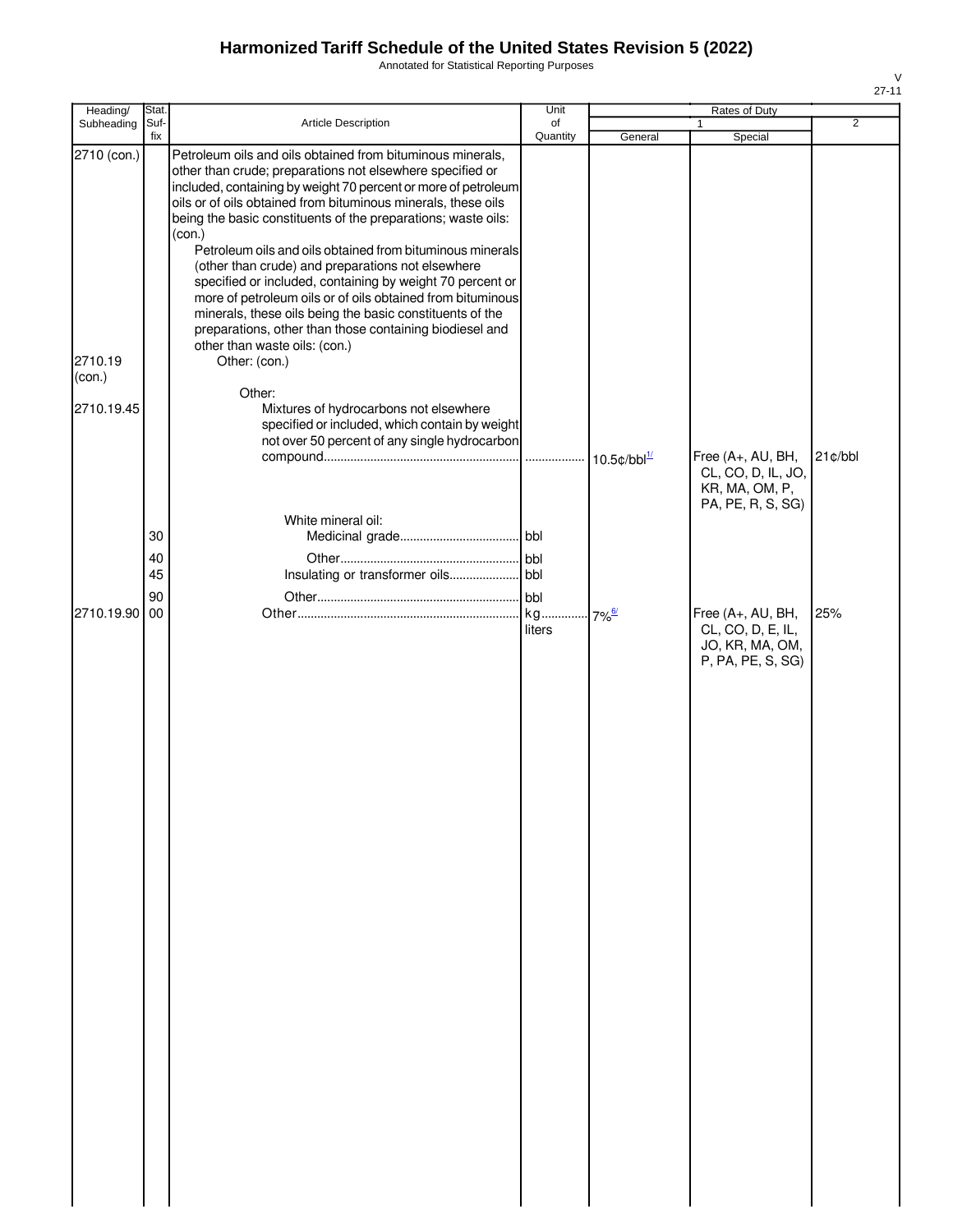# Harmonized Tariff Schedule of the United States Revision 5 (2022)

Annotated for Statistical Reporting Purposes

| Heading/ Subheading | Stat. Suf- fix | Article Description | Unit of Quantity | Rates of Duty 1 General | Rates of Duty 1 Special | Rates of Duty 2 |
|---|---|---|---|---|---|---|
| 2710 (con.) | | Petroleum oils and oils obtained from bituminous minerals, other than crude; preparations not elsewhere specified or included, containing by weight 70 percent or more of petroleum oils or of oils obtained from bituminous minerals, these oils being the basic constituents of the preparations; waste oils: (con.) | | | | |
| | | Petroleum oils and oils obtained from bituminous minerals (other than crude) and preparations not elsewhere specified or included, containing by weight 70 percent or more of petroleum oils or of oils obtained from bituminous minerals, these oils being the basic constituents of the preparations, other than those containing biodiesel and other than waste oils: (con.) | | | | |
| 2710.19 (con.) | | Other: (con.) | | | | |
| | | Other: | | | | |
| 2710.19.45 | | Mixtures of hydrocarbons not elsewhere specified or included, which contain by weight not over 50 percent of any single hydrocarbon compound | | 10.5¢/bbl [1/] | Free (A+, AU, BH, CL, CO, D, IL, JO, KR, MA, OM, P, PA, PE, R, S, SG) | 21¢/bbl |
| | | White mineral oil: | | | | |
| | 30 | Medicinal grade | bbl | | | |
| | 40 | Other | bbl | | | |
| | 45 | Insulating or transformer oils | bbl | | | |
| | 90 | Other | bbl | | | |
| 2710.19.90 | 00 | Other | kg<br>liters | 7% [6/] | Free (A+, AU, BH, CL, CO, D, E, IL, JO, KR, MA, OM, P, PA, PE, S, SG) | 25% |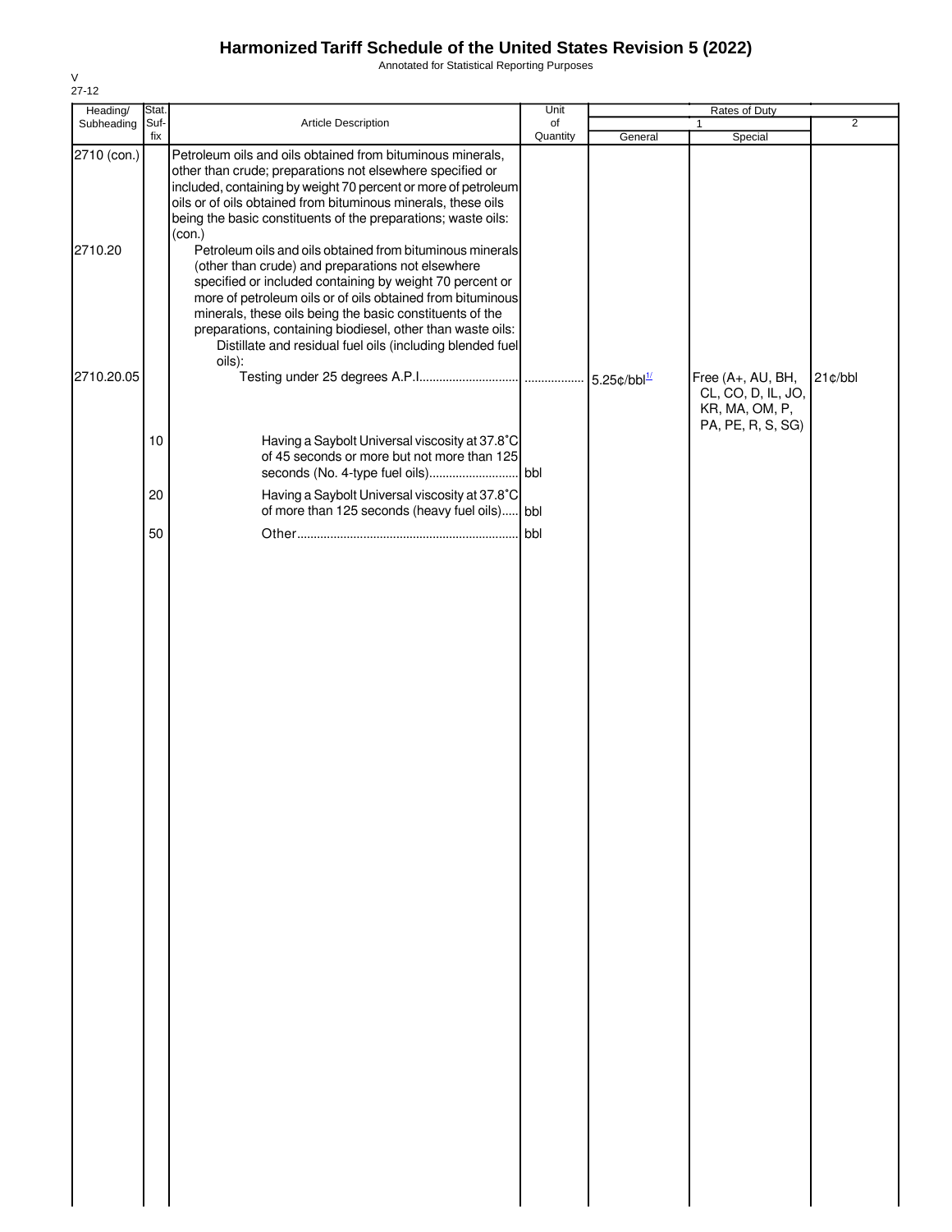# Harmonized Tariff Schedule of the United States Revision 5 (2022)

Annotated for Statistical Reporting Purposes

V
27-12

| Heading/ Subheading | Stat. Suf- fix | Article Description | Unit of Quantity | Rates of Duty | | |
|---|---|---|---|---|---|---|
| | | | | 1 | | 2 |
| | | | | General | Special | |
| 2710 (con.) | | Petroleum oils and oils obtained from bituminous minerals, other than crude; preparations not elsewhere specified or included, containing by weight 70 percent or more of petroleum oils or of oils obtained from bituminous minerals, these oils being the basic constituents of the preparations; waste oils: (con.) | | | | |
| 2710.20 | | Petroleum oils and oils obtained from bituminous minerals (other than crude) and preparations not elsewhere specified or included containing by weight 70 percent or more of petroleum oils or of oils obtained from bituminous minerals, these oils being the basic constituents of the preparations, containing biodiesel, other than waste oils: | | | | |
| | | Distillate and residual fuel oils (including blended fuel oils): | | | | |
| 2710.20.05 | | Testing under 25 degrees A.P.I. | | 5.25¢/bbl[1/] | Free (A+, AU, BH, CL, CO, D, IL, JO, KR, MA, OM, P, PA, PE, R, S, SG) | 21¢/bbl |
| | 10 | Having a Saybolt Universal viscosity at 37.8˚C of 45 seconds or more but not more than 125 seconds (No. 4-type fuel oils) | bbl | | | |
| | 20 | Having a Saybolt Universal viscosity at 37.8˚C of more than 125 seconds (heavy fuel oils) | bbl | | | |
| | 50 | Other | bbl | | | |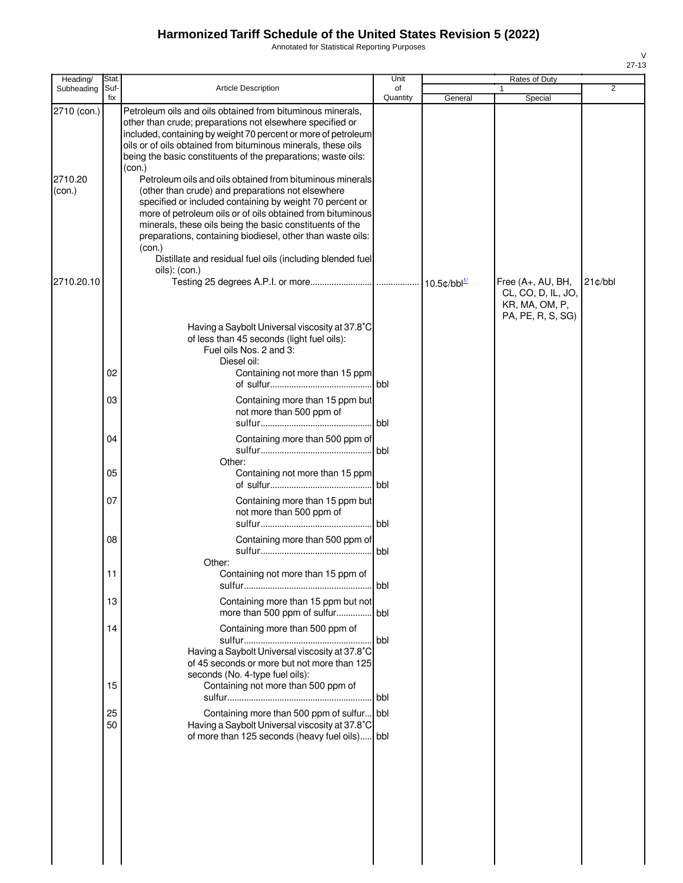# Harmonized Tariff Schedule of the United States Revision 5 (2022)

Annotated for Statistical Reporting Purposes

V
27-13

| Heading/ Subheading | Stat. Suf- fix | Article Description | Unit of Quantity | Rates of Duty 1 General | Special | 2 |
|---|---|---|---|---|---|---|
| 2710 (con.) | | Petroleum oils and oils obtained from bituminous minerals, other than crude; preparations not elsewhere specified or included, containing by weight 70 percent or more of petroleum oils or of oils obtained from bituminous minerals, these oils being the basic constituents of the preparations; waste oils: (con.) | | | | |
| 2710.20 (con.) | | Petroleum oils and oils obtained from bituminous minerals (other than crude) and preparations not elsewhere specified or included containing by weight 70 percent or more of petroleum oils or of oils obtained from bituminous minerals, these oils being the basic constituents of the preparations, containing biodiesel, other than waste oils: (con.) | | | | |
| | | Distillate and residual fuel oils (including blended fuel oils): (con.) | | | | |
| 2710.20.10 | | Testing 25 degrees A.P.I. or more | | 10.5¢/bbl[1/] | Free (A+, AU, BH, CL, CO, D, IL, JO, KR, MA, OM, P, PA, PE, R, S, SG) | 21¢/bbl |
| | | Having a Saybolt Universal viscosity at 37.8˚C of less than 45 seconds (light fuel oils): | | | | |
| | | Fuel oils Nos. 2 and 3: | | | | |
| | | Diesel oil: | | | | |
| | 02 | Containing not more than 15 ppm of sulfur | bbl | | | |
| | 03 | Containing more than 15 ppm but not more than 500 ppm of sulfur | bbl | | | |
| | 04 | Containing more than 500 ppm of sulfur | bbl | | | |
| | | Other: | | | | |
| | 05 | Containing not more than 15 ppm of sulfur | bbl | | | |
| | 07 | Containing more than 15 ppm but not more than 500 ppm of sulfur | bbl | | | |
| | 08 | Containing more than 500 ppm of sulfur | bbl | | | |
| | | Other: | | | | |
| | 11 | Containing not more than 15 ppm of sulfur | bbl | | | |
| | 13 | Containing more than 15 ppm but not more than 500 ppm of sulfur | bbl | | | |
| | 14 | Containing more than 500 ppm of sulfur | bbl | | | |
| | | Having a Saybolt Universal viscosity at 37.8˚C of 45 seconds or more but not more than 125 seconds (No. 4-type fuel oils): | | | | |
| | 15 | Containing not more than 500 ppm of sulfur | bbl | | | |
| | 25 | Containing more than 500 ppm of sulfur | bbl | | | |
| | 50 | Having a Saybolt Universal viscosity at 37.8˚C of more than 125 seconds (heavy fuel oils) | bbl | | | |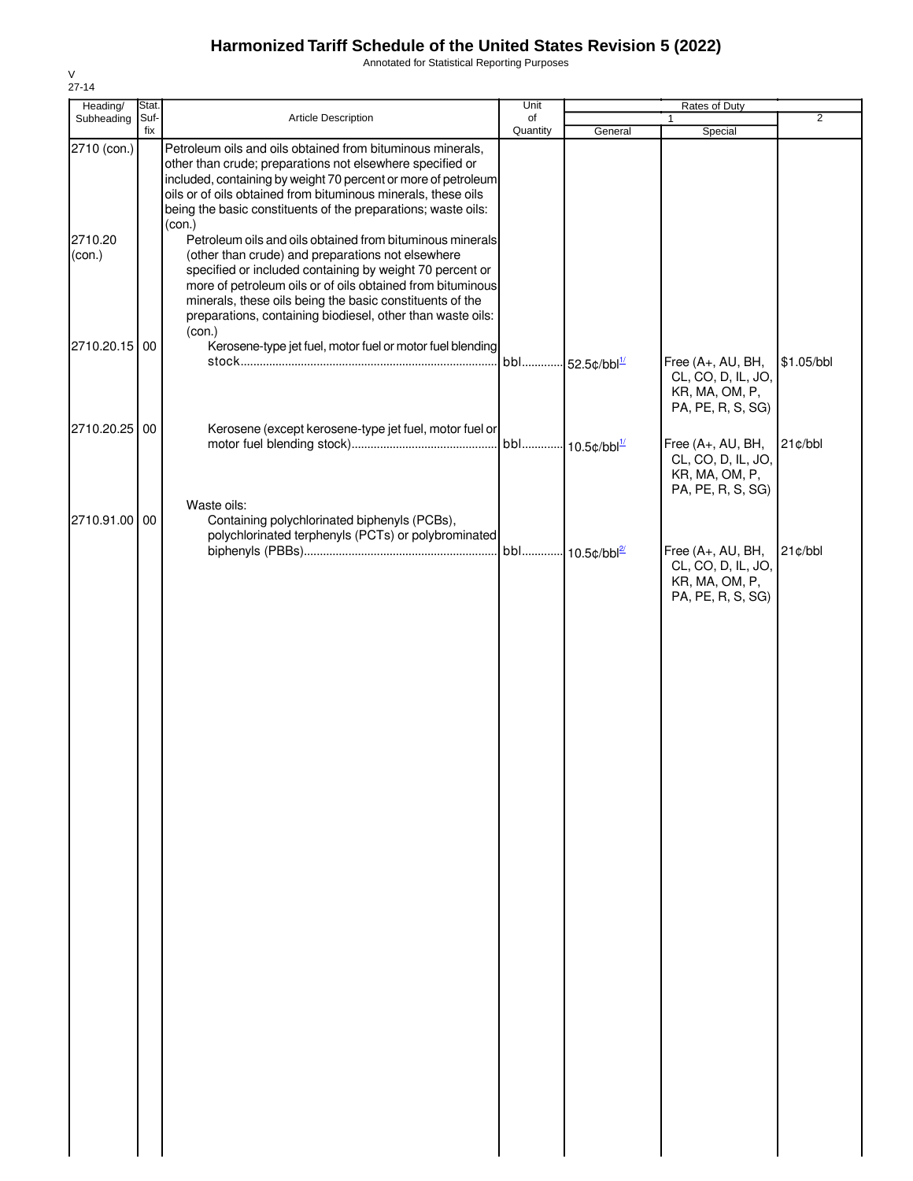# Harmonized Tariff Schedule of the United States Revision 5 (2022)

Annotated for Statistical Reporting Purposes

V
27-14

| Heading/ Subheading | Stat. Suf- fix | Article Description | Unit of Quantity | Rates of Duty 1 General | Special | 2 |
|---|---|---|---|---|---|---|
| 2710 (con.) | | Petroleum oils and oils obtained from bituminous minerals, other than crude; preparations not elsewhere specified or included, containing by weight 70 percent or more of petroleum oils or of oils obtained from bituminous minerals, these oils being the basic constituents of the preparations; waste oils: (con.) | | | | |
| 2710.20 (con.) | | Petroleum oils and oils obtained from bituminous minerals (other than crude) and preparations not elsewhere specified or included containing by weight 70 percent or more of petroleum oils or of oils obtained from bituminous minerals, these oils being the basic constituents of the preparations, containing biodiesel, other than waste oils: (con.) | | | | |
| 2710.20.15 | 00 | Kerosene-type jet fuel, motor fuel or motor fuel blending stock | bbl | 52.5¢/bbl[1/] | Free (A+, AU, BH, CL, CO, D, IL, JO, KR, MA, OM, P, PA, PE, R, S, SG) | $1.05/bbl |
| 2710.20.25 | 00 | Kerosene (except kerosene-type jet fuel, motor fuel or motor fuel blending stock) | bbl | 10.5¢/bbl[1/] | Free (A+, AU, BH, CL, CO, D, IL, JO, KR, MA, OM, P, PA, PE, R, S, SG) | 21¢/bbl |
| | | Waste oils: | | | | |
| 2710.91.00 | 00 | Containing polychlorinated biphenyls (PCBs), polychlorinated terphenyls (PCTs) or polybrominated biphenyls (PBBs) | bbl | 10.5¢/bbl[2/] | Free (A+, AU, BH, CL, CO, D, IL, JO, KR, MA, OM, P, PA, PE, R, S, SG) | 21¢/bbl |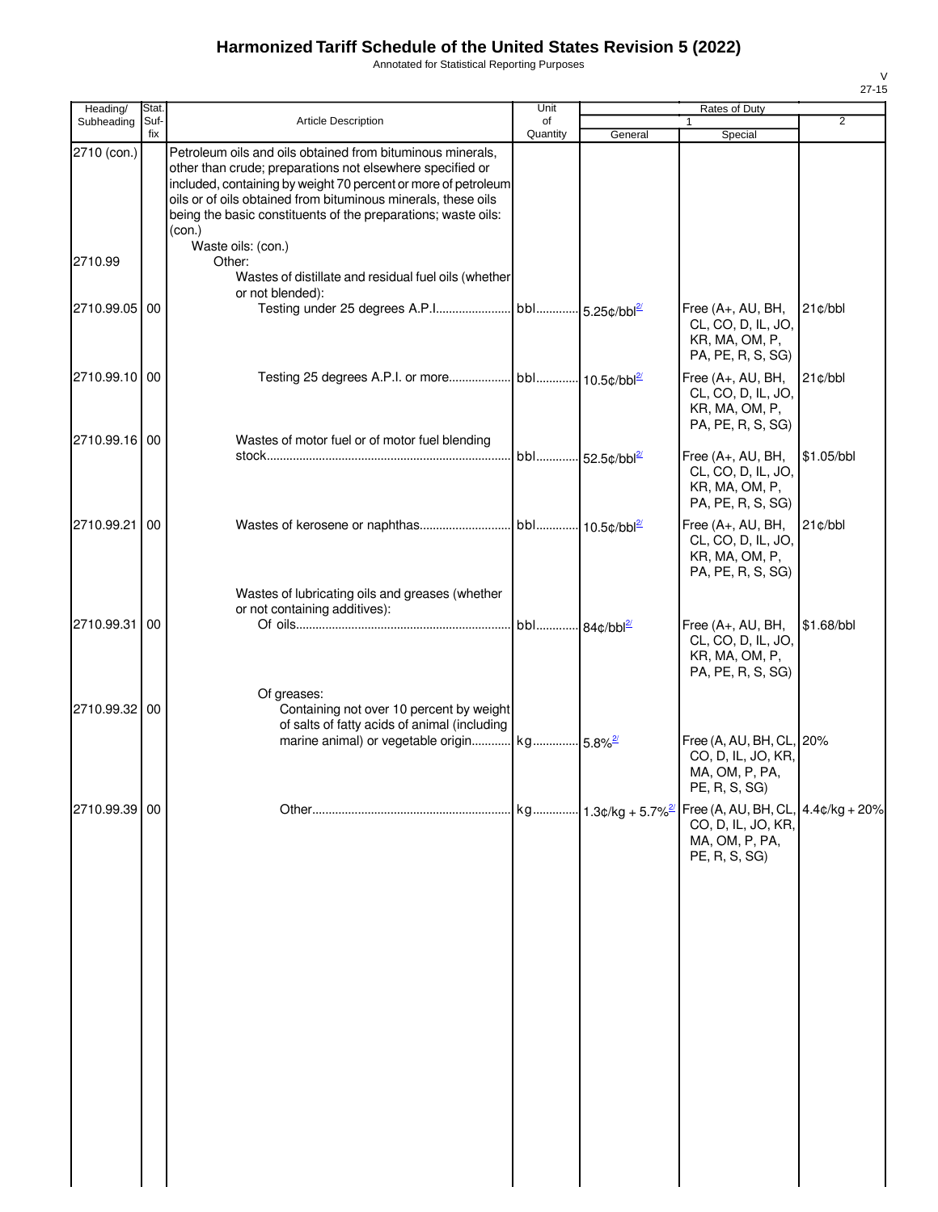# Harmonized Tariff Schedule of the United States Revision 5 (2022)

Annotated for Statistical Reporting Purposes

| Heading/ Subheading | Stat. Suf- fix | Article Description | Unit of Quantity | Rates of Duty 1 General | Special | 2 |
|---|---|---|---|---|---|---|
| 2710 (con.) | | Petroleum oils and oils obtained from bituminous minerals, other than crude; preparations not elsewhere specified or included, containing by weight 70 percent or more of petroleum oils or of oils obtained from bituminous minerals, these oils being the basic constituents of the preparations; waste oils: (con.) | | | | |
| | | Waste oils: (con.) | | | | |
| 2710.99 | | Other: | | | | |
| | | Wastes of distillate and residual fuel oils (whether or not blended): | | | | |
| 2710.99.05 | 00 | Testing under 25 degrees A.P.I. | bbl | 5.25¢/bbl[2/] | Free (A+, AU, BH, CL, CO, D, IL, JO, KR, MA, OM, P, PA, PE, R, S, SG) | 21¢/bbl |
| 2710.99.10 | 00 | Testing 25 degrees A.P.I. or more | bbl | 10.5¢/bbl[2/] | Free (A+, AU, BH, CL, CO, D, IL, JO, KR, MA, OM, P, PA, PE, R, S, SG) | 21¢/bbl |
| 2710.99.16 | 00 | Wastes of motor fuel or of motor fuel blending stock | bbl | 52.5¢/bbl[2/] | Free (A+, AU, BH, CL, CO, D, IL, JO, KR, MA, OM, P, PA, PE, R, S, SG) | $1.05/bbl |
| 2710.99.21 | 00 | Wastes of kerosene or naphthas | bbl | 10.5¢/bbl[2/] | Free (A+, AU, BH, CL, CO, D, IL, JO, KR, MA, OM, P, PA, PE, R, S, SG) | 21¢/bbl |
| | | Wastes of lubricating oils and greases (whether or not containing additives): | | | | |
| 2710.99.31 | 00 | Of oils | bbl | 84¢/bbl[2/] | Free (A+, AU, BH, CL, CO, D, IL, JO, KR, MA, OM, P, PA, PE, R, S, SG) | $1.68/bbl |
| | | Of greases: | | | | |
| 2710.99.32 | 00 | Containing not over 10 percent by weight of salts of fatty acids of animal (including marine animal) or vegetable origin | kg | 5.8%[2/] | Free (A, AU, BH, CL, CO, D, IL, JO, KR, MA, OM, P, PA, PE, R, S, SG) | 20% |
| 2710.99.39 | 00 | Other | kg | 1.3¢/kg + 5.7%[2/] | Free (A, AU, BH, CL, CO, D, IL, JO, KR, MA, OM, P, PA, PE, R, S, SG) | 4.4¢/kg + 20% |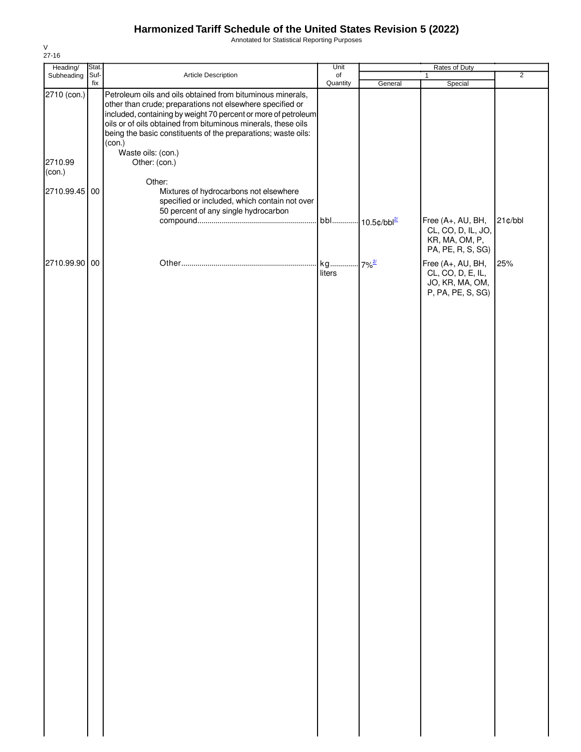# Harmonized Tariff Schedule of the United States Revision 5 (2022)

Annotated for Statistical Reporting Purposes

V
27-16

| Heading/ Subheading | Stat. Suf- fix | Article Description | Unit of Quantity | Rates of Duty 1 General | Special | 2 |
|---|---|---|---|---|---|---|
| 2710 (con.) | | Petroleum oils and oils obtained from bituminous minerals, other than crude; preparations not elsewhere specified or included, containing by weight 70 percent or more of petroleum oils or of oils obtained from bituminous minerals, these oils being the basic constituents of the preparations; waste oils: (con.) | | | | |
| | | Waste oils: (con.) | | | | |
| 2710.99 (con.) | | Other: (con.) | | | | |
| | | Other: | | | | |
| 2710.99.45 | 00 | Mixtures of hydrocarbons not elsewhere specified or included, which contain not over 50 percent of any single hydrocarbon compound | bbl | 10.5¢/bbl [2/] | Free (A+, AU, BH, CL, CO, D, IL, JO, KR, MA, OM, P, PA, PE, R, S, SG) | 21¢/bbl |
| 2710.99.90 | 00 | Other | kg liters | 7% [2/] | Free (A+, AU, BH, CL, CO, D, E, IL, JO, KR, MA, OM, P, PA, PE, S, SG) | 25% |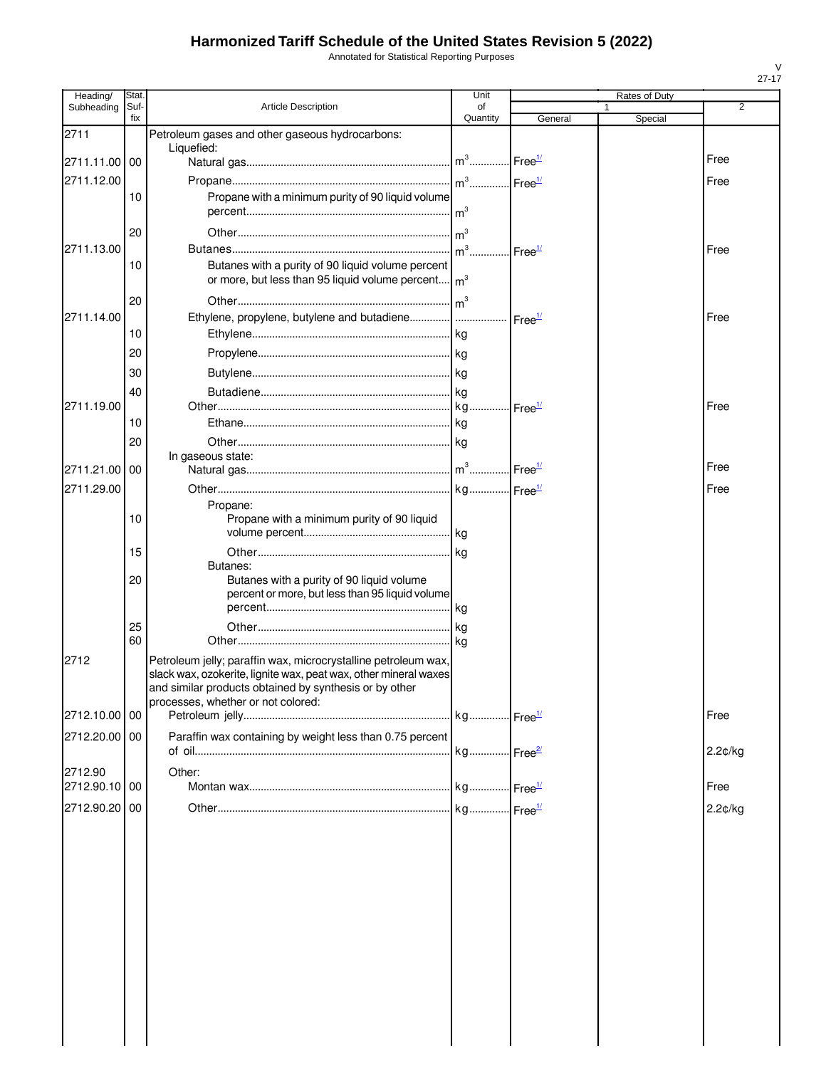# Harmonized Tariff Schedule of the United States Revision 5 (2022)

Annotated for Statistical Reporting Purposes

V
27-17

| Heading/ Subheading | Stat. Suf- fix | Article Description | Unit of Quantity | Rates of Duty 1 General | Special | 2 |
|---|---|---|---|---|---|---|
| 2711 | | Petroleum gases and other gaseous hydrocarbons: | | | | |
| | | Liquefied: | | | | |
| 2711.11.00 | 00 | Natural gas | $m^3$ | Free[1/] | | Free |
| 2711.12.00 | | Propane | $m^3$ | Free[1/] | | Free |
| | 10 | Propane with a minimum purity of 90 liquid volume percent | $m^3$ | | | |
| | 20 | Other | $m^3$ | | | |
| 2711.13.00 | | Butanes | $m^3$ | Free[1/] | | Free |
| | 10 | Butanes with a purity of 90 liquid volume percent or more, but less than 95 liquid volume percent | $m^3$ | | | |
| | 20 | Other | $m^3$ | | | |
| 2711.14.00 | | Ethylene, propylene, butylene and butadiene | | Free[1/] | | Free |
| | 10 | Ethylene | kg | | | |
| | 20 | Propylene | kg | | | |
| | 30 | Butylene | kg | | | |
| | 40 | Butadiene | kg | | | |
| 2711.19.00 | | Other | kg | Free[1/] | | Free |
| | 10 | Ethane | kg | | | |
| | 20 | Other | kg | | | |
| | | In gaseous state: | | | | |
| 2711.21.00 | 00 | Natural gas | $m^3$ | Free[1/] | | Free |
| 2711.29.00 | | Other | kg | Free[1/] | | Free |
| | | Propane: | | | | |
| | 10 | Propane with a minimum purity of 90 liquid volume percent | kg | | | |
| | 15 | Other | kg | | | |
| | | Butanes: | | | | |
| | 20 | Butanes with a purity of 90 liquid volume percent or more, but less than 95 liquid volume percent | kg | | | |
| | 25 | Other | kg | | | |
| | 60 | Other | kg | | | |
| 2712 | | Petroleum jelly; paraffin wax, microcrystalline petroleum wax, slack wax, ozokerite, lignite wax, peat wax, other mineral waxes and similar products obtained by synthesis or by other processes, whether or not colored: | | | | |
| 2712.10.00 | 00 | Petroleum jelly | kg | Free[1/] | | Free |
| 2712.20.00 | 00 | Paraffin wax containing by weight less than 0.75 percent of oil | kg | Free[2/] | | 2.2¢/kg |
| 2712.90 | | Other: | | | | |
| 2712.90.10 | 00 | Montan wax | kg | Free[1/] | | Free |
| 2712.90.20 | 00 | Other | kg | Free[1/] | | 2.2¢/kg |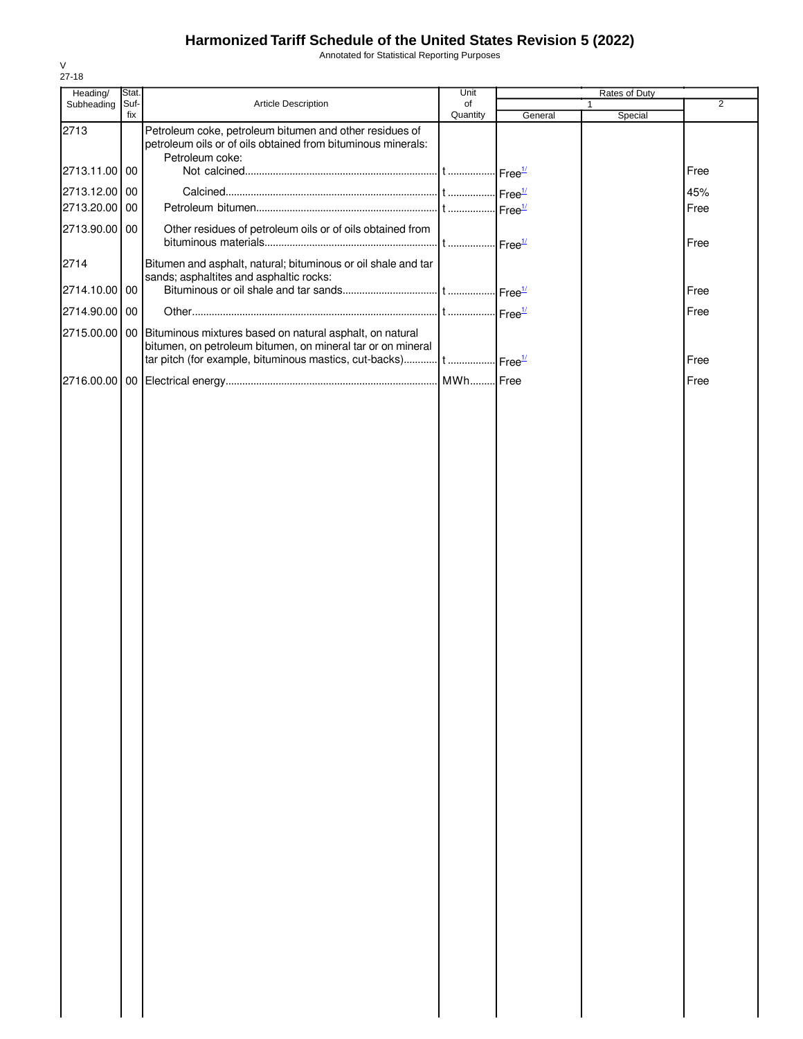# Harmonized Tariff Schedule of the United States Revision 5 (2022)

Annotated for Statistical Reporting Purposes

V
27-18

| Heading/ Subheading | Stat. Suf-fix | Article Description | Unit of Quantity | Rates of Duty 1 General | Special | 2 |
|---|---|---|---|---|---|---|
| 2713 | | Petroleum coke, petroleum bitumen and other residues of petroleum oils or of oils obtained from bituminous minerals: | | | | |
| | | Petroleum coke: | | | | |
| 2713.11.00 | 00 | Not calcined | t | Free[1/] | | Free |
| 2713.12.00 | 00 | Calcined | t | Free[1/] | | 45% |
| 2713.20.00 | 00 | Petroleum bitumen | t | Free[1/] | | Free |
| 2713.90.00 | 00 | Other residues of petroleum oils or of oils obtained from bituminous materials | t | Free[1/] | | Free |
| 2714 | | Bitumen and asphalt, natural; bituminous or oil shale and tar sands; asphaltites and asphaltic rocks: | | | | |
| 2714.10.00 | 00 | Bituminous or oil shale and tar sands | t | Free[1/] | | Free |
| 2714.90.00 | 00 | Other | t | Free[1/] | | Free |
| 2715.00.00 | 00 | Bituminous mixtures based on natural asphalt, on natural bitumen, on petroleum bitumen, on mineral tar or on mineral tar pitch (for example, bituminous mastics, cut-backs) | t | Free[1/] | | Free |
| 2716.00.00 | 00 | Electrical energy | MWh | Free | | Free |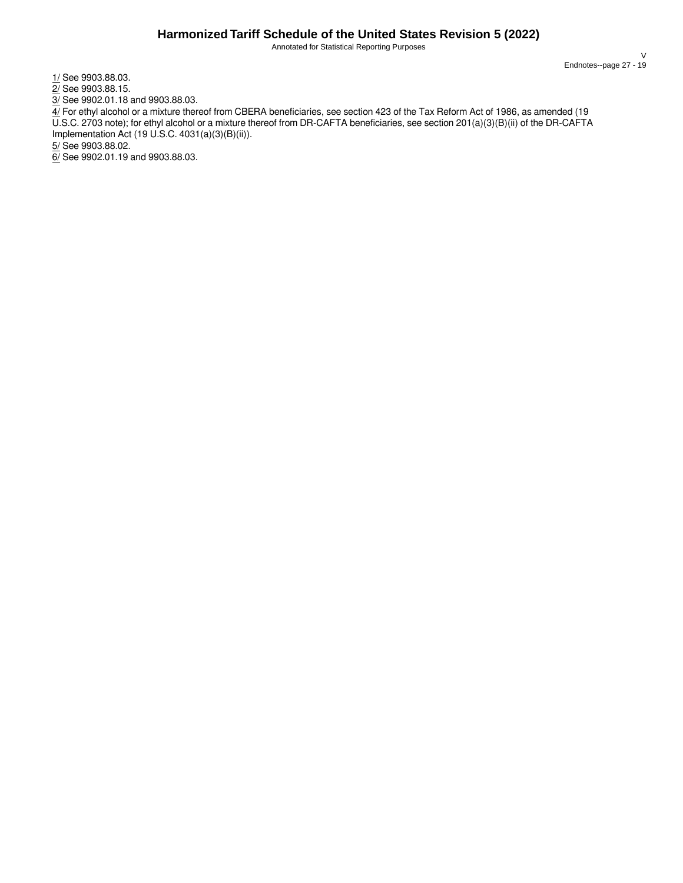1/ See 9903.88.03.
2/ See 9903.88.15.
3/ See 9902.01.18 and 9903.88.03.
4/ For ethyl alcohol or a mixture thereof from CBERA beneficiaries, see section 423 of the Tax Reform Act of 1986, as amended (19 U.S.C. 2703 note); for ethyl alcohol or a mixture thereof from DR-CAFTA beneficiaries, see section 201(a)(3)(B)(ii) of the DR-CAFTA Implementation Act (19 U.S.C. 4031(a)(3)(B)(ii)).
5/ See 9903.88.02.
6/ See 9902.01.19 and 9903.88.03.